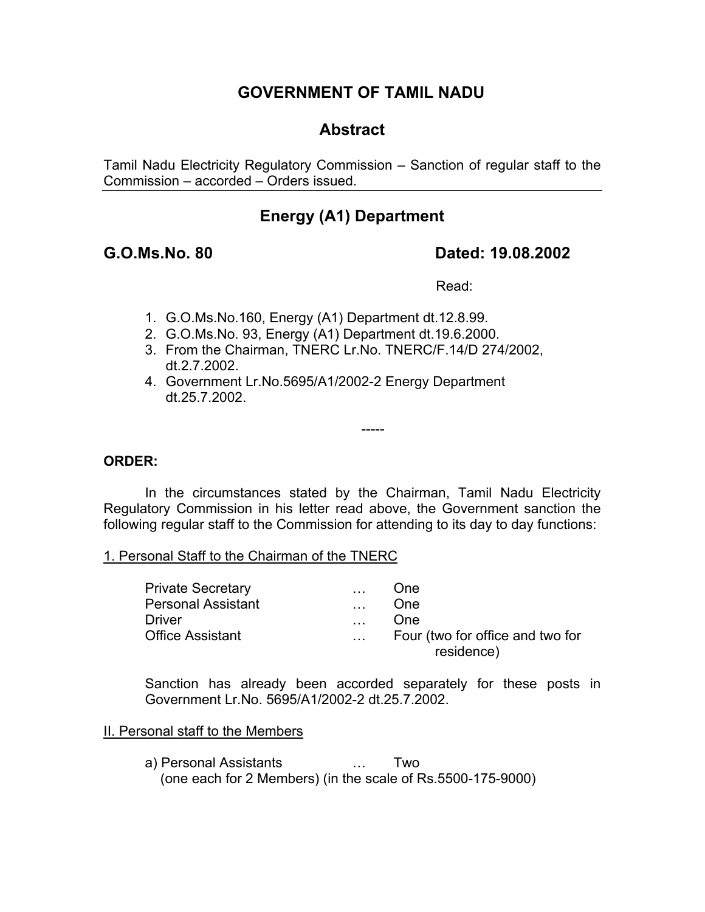# GOVERNMENT OF TAMIL NADU

## Abstract

Tamil Nadu Electricity Regulatory Commission – Sanction of regular staff to the Commission – accorded – Orders issued.

---

## Energy (A1) Department

**G.O.Ms.No. 80** **Dated: 19.08.2002**

Read:

1. G.O.Ms.No.160, Energy (A1) Department dt.12.8.99.
2. G.O.Ms.No. 93, Energy (A1) Department dt.19.6.2000.
3. From the Chairman, TNERC Lr.No. TNERC/F.14/D 274/2002, dt.2.7.2002.
4. Government Lr.No.5695/A1/2002-2 Energy Department dt.25.7.2002.

-----

**ORDER:**

In the circumstances stated by the Chairman, Tamil Nadu Electricity Regulatory Commission in his letter read above, the Government sanction the following regular staff to the Commission for attending to its day to day functions:

1. Personal Staff to the Chairman of the TNERC

| | | |
|---|---|---|
| Private Secretary | … | One |
| Personal Assistant | … | One |
| Driver | … | One |
| Office Assistant | … | Four (two for office and two for residence) |

Sanction has already been accorded separately for these posts in Government Lr.No. 5695/A1/2002-2 dt.25.7.2002.

II. Personal staff to the Members

a) Personal Assistants … Two
(one each for 2 Members) (in the scale of Rs.5500-175-9000)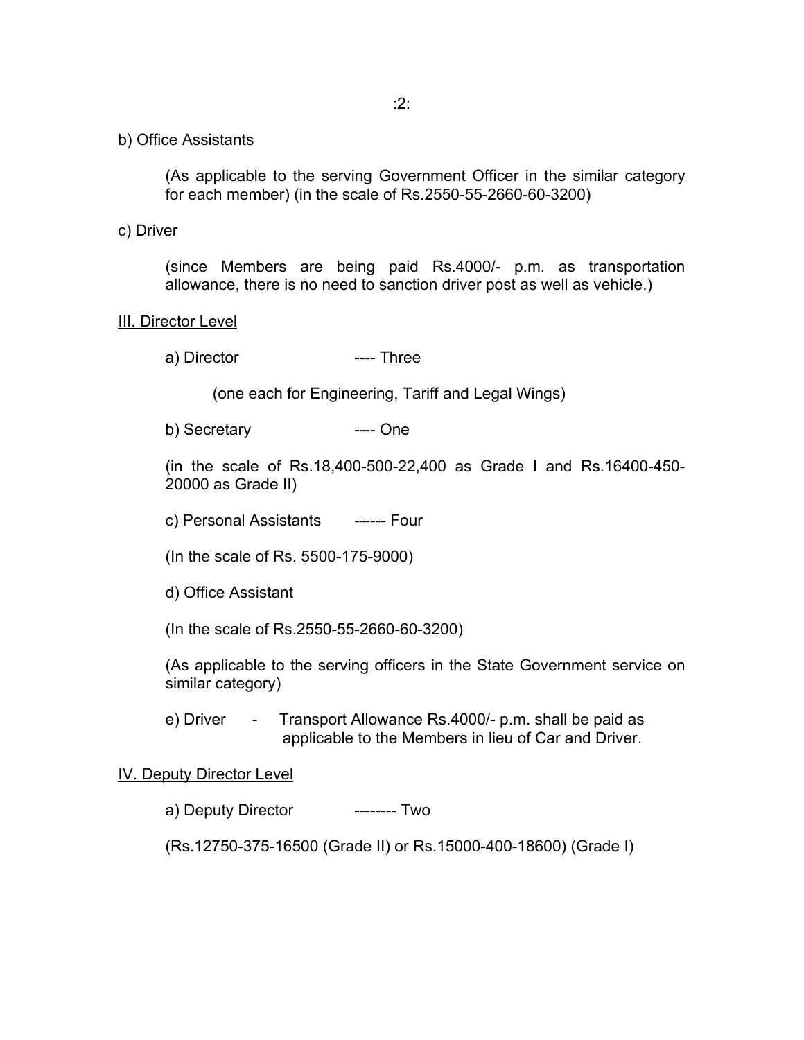b) Office Assistants

(As applicable to the serving Government Officer in the similar category for each member) (in the scale of Rs.2550-55-2660-60-3200)

c) Driver

(since Members are being paid Rs.4000/- p.m. as transportation allowance, there is no need to sanction driver post as well as vehicle.)

<u>III. Director Level</u>

a) Director ---- Three

(one each for Engineering, Tariff and Legal Wings)

b) Secretary ---- One

(in the scale of Rs.18,400-500-22,400 as Grade I and Rs.16400-450-20000 as Grade II)

c) Personal Assistants ------ Four

(In the scale of Rs. 5500-175-9000)

d) Office Assistant

(In the scale of Rs.2550-55-2660-60-3200)

(As applicable to the serving officers in the State Government service on similar category)

e) Driver - Transport Allowance Rs.4000/- p.m. shall be paid as applicable to the Members in lieu of Car and Driver.

<u>IV. Deputy Director Level</u>

a) Deputy Director -------- Two

(Rs.12750-375-16500 (Grade II) or Rs.15000-400-18600) (Grade I)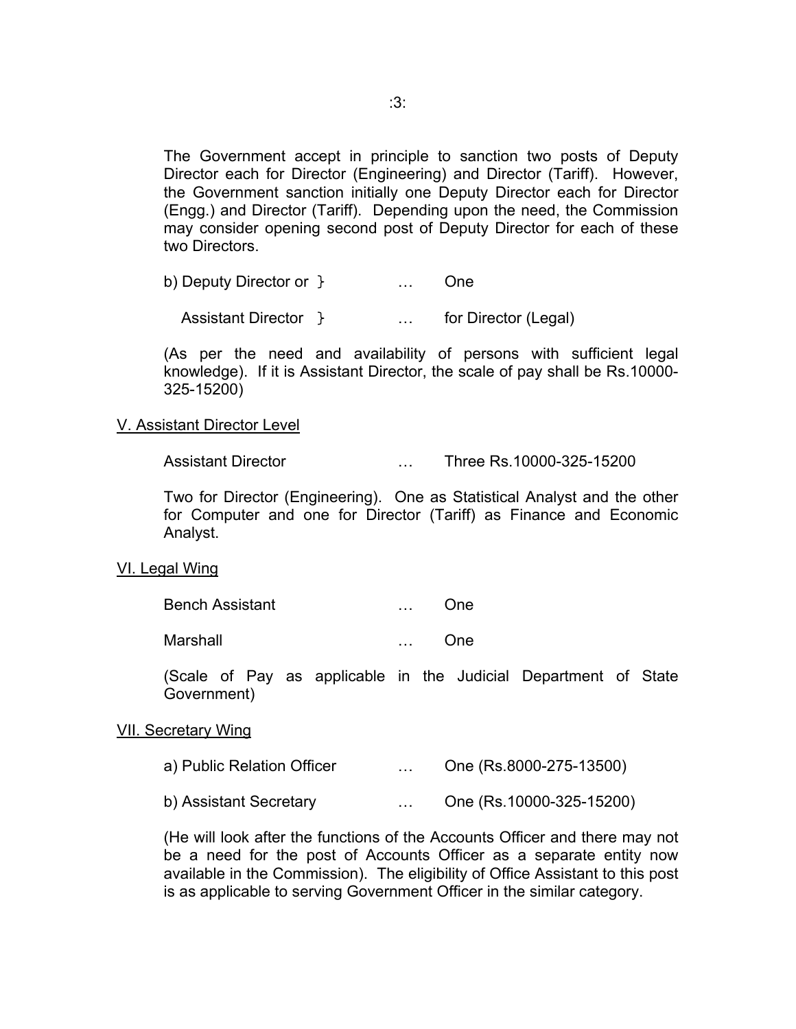The Government accept in principle to sanction two posts of Deputy Director each for Director (Engineering) and Director (Tariff). However, the Government sanction initially one Deputy Director each for Director (Engg.) and Director (Tariff). Depending upon the need, the Commission may consider opening second post of Deputy Director for each of these two Directors.

b) Deputy Director or } … One

Assistant Director } … for Director (Legal)

(As per the need and availability of persons with sufficient legal knowledge). If it is Assistant Director, the scale of pay shall be Rs.10000-325-15200)

V. Assistant Director Level

Assistant Director … Three Rs.10000-325-15200

Two for Director (Engineering). One as Statistical Analyst and the other for Computer and one for Director (Tariff) as Finance and Economic Analyst.

VI. Legal Wing

Bench Assistant … One

Marshall … One

(Scale of Pay as applicable in the Judicial Department of State Government)

VII. Secretary Wing

a) Public Relation Officer … One (Rs.8000-275-13500)

b) Assistant Secretary … One (Rs.10000-325-15200)

(He will look after the functions of the Accounts Officer and there may not be a need for the post of Accounts Officer as a separate entity now available in the Commission). The eligibility of Office Assistant to this post is as applicable to serving Government Officer in the similar category.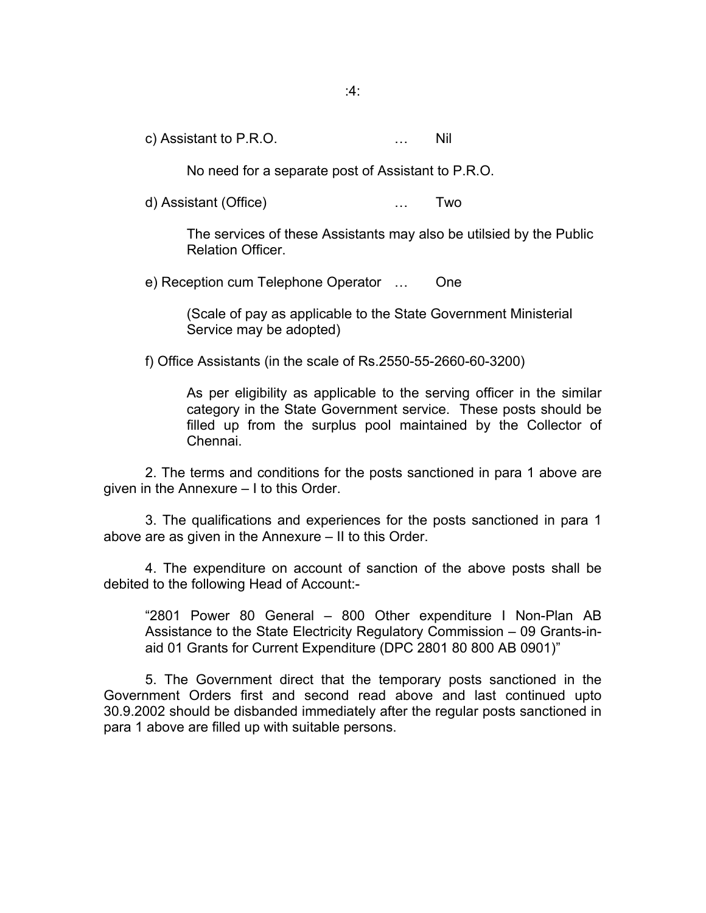c) Assistant to P.R.O. … Nil

No need for a separate post of Assistant to P.R.O.

d) Assistant (Office) … Two

The services of these Assistants may also be utilsied by the Public Relation Officer.

e) Reception cum Telephone Operator … One

(Scale of pay as applicable to the State Government Ministerial Service may be adopted)

f) Office Assistants (in the scale of Rs.2550-55-2660-60-3200)

As per eligibility as applicable to the serving officer in the similar category in the State Government service. These posts should be filled up from the surplus pool maintained by the Collector of Chennai.

2. The terms and conditions for the posts sanctioned in para 1 above are given in the Annexure – I to this Order.

3. The qualifications and experiences for the posts sanctioned in para 1 above are as given in the Annexure – II to this Order.

4. The expenditure on account of sanction of the above posts shall be debited to the following Head of Account:-

"2801 Power 80 General – 800 Other expenditure I Non-Plan AB Assistance to the State Electricity Regulatory Commission – 09 Grants-in-aid 01 Grants for Current Expenditure (DPC 2801 80 800 AB 0901)"

5. The Government direct that the temporary posts sanctioned in the Government Orders first and second read above and last continued upto 30.9.2002 should be disbanded immediately after the regular posts sanctioned in para 1 above are filled up with suitable persons.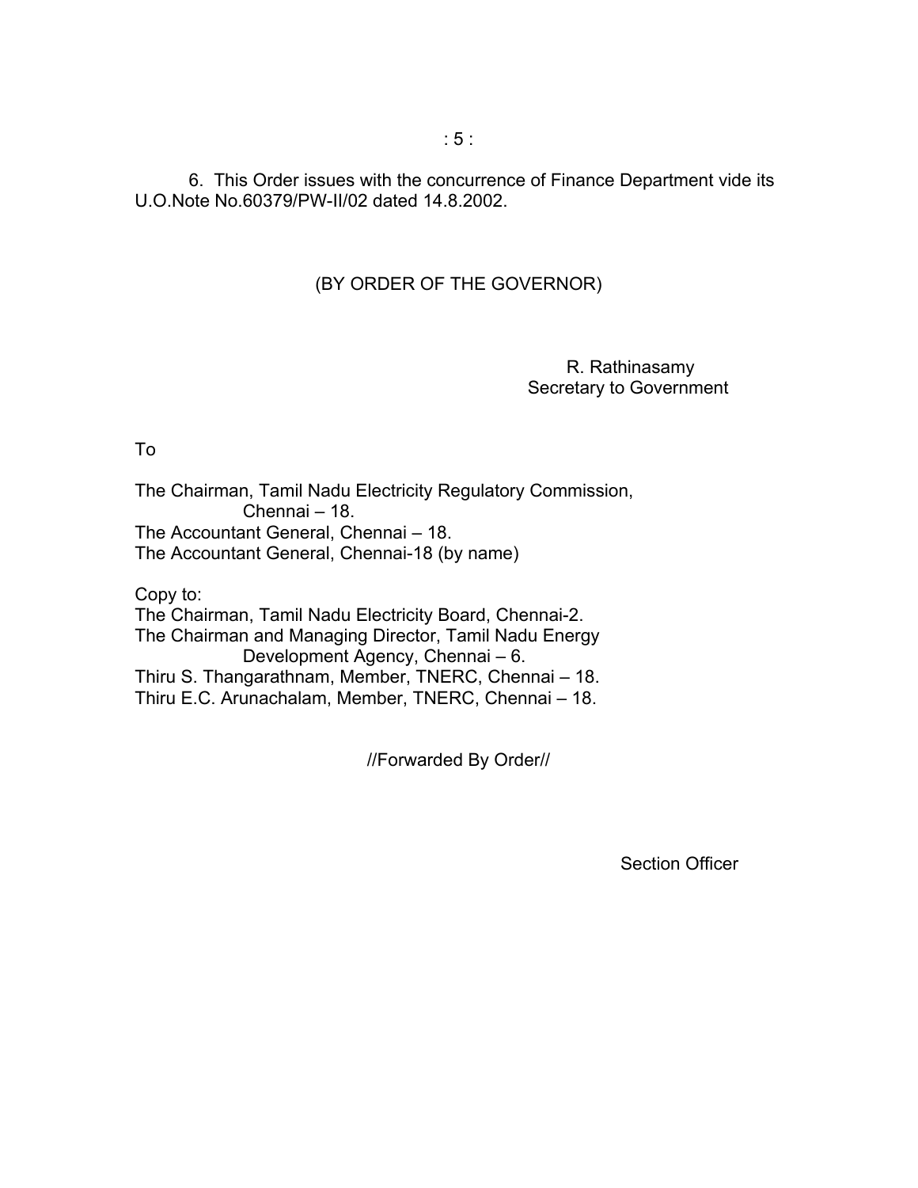6. This Order issues with the concurrence of Finance Department vide its U.O.Note No.60379/PW-II/02 dated 14.8.2002.

(BY ORDER OF THE GOVERNOR)

R. Rathinasamy
Secretary to Government

To

The Chairman, Tamil Nadu Electricity Regulatory Commission, Chennai – 18.
The Accountant General, Chennai – 18.
The Accountant General, Chennai-18 (by name)

Copy to:
The Chairman, Tamil Nadu Electricity Board, Chennai-2.
The Chairman and Managing Director, Tamil Nadu Energy Development Agency, Chennai – 6.
Thiru S. Thangarathnam, Member, TNERC, Chennai – 18.
Thiru E.C. Arunachalam, Member, TNERC, Chennai – 18.

//Forwarded By Order//

Section Officer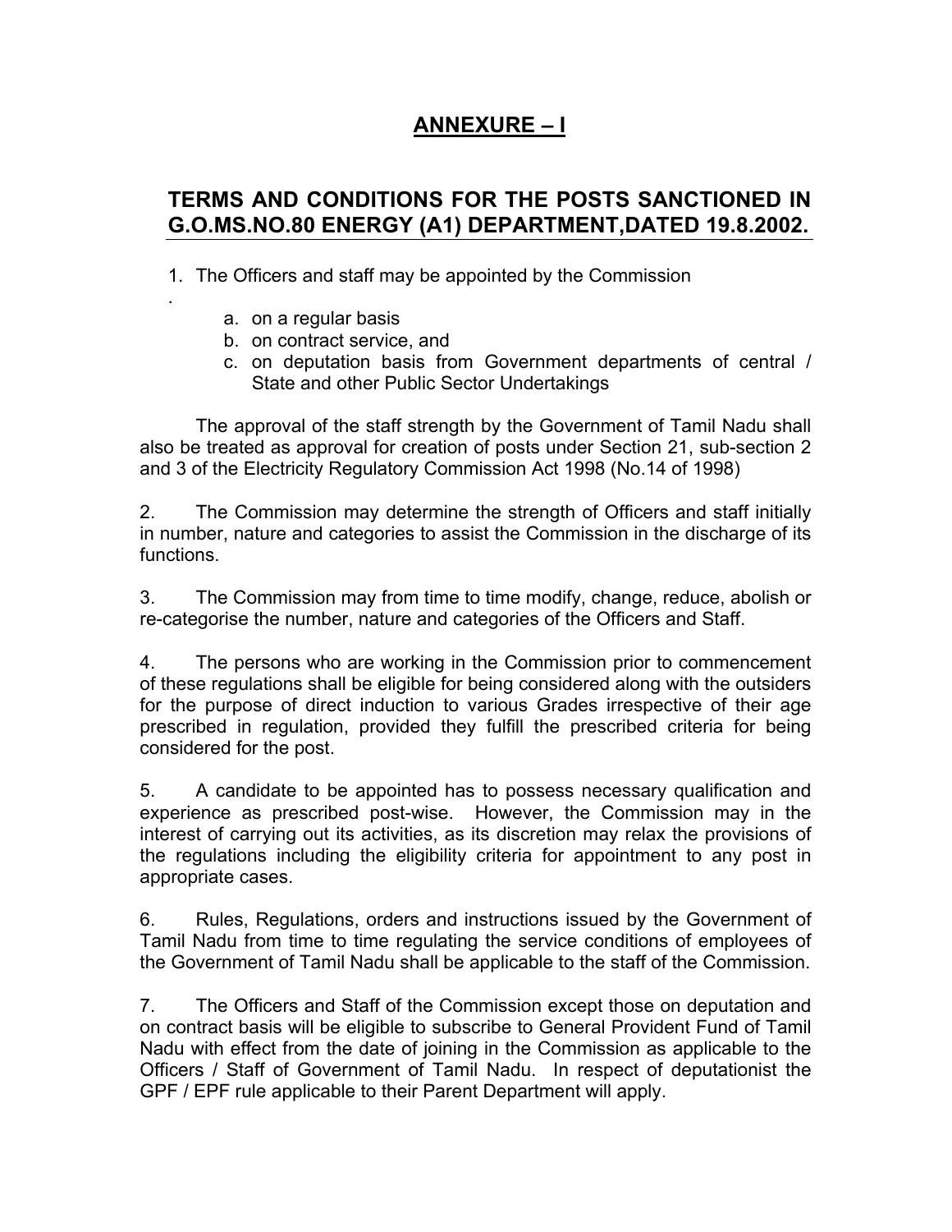# ANNEXURE – I

## TERMS AND CONDITIONS FOR THE POSTS SANCTIONED IN G.O.MS.NO.80 ENERGY (A1) DEPARTMENT,DATED 19.8.2002.

1. The Officers and staff may be appointed by the Commission

   a. on a regular basis
   b. on contract service, and
   c. on deputation basis from Government departments of central / State and other Public Sector Undertakings

The approval of the staff strength by the Government of Tamil Nadu shall also be treated as approval for creation of posts under Section 21, sub-section 2 and 3 of the Electricity Regulatory Commission Act 1998 (No.14 of 1998)

2. The Commission may determine the strength of Officers and staff initially in number, nature and categories to assist the Commission in the discharge of its functions.

3. The Commission may from time to time modify, change, reduce, abolish or re-categorise the number, nature and categories of the Officers and Staff.

4. The persons who are working in the Commission prior to commencement of these regulations shall be eligible for being considered along with the outsiders for the purpose of direct induction to various Grades irrespective of their age prescribed in regulation, provided they fulfill the prescribed criteria for being considered for the post.

5. A candidate to be appointed has to possess necessary qualification and experience as prescribed post-wise. However, the Commission may in the interest of carrying out its activities, as its discretion may relax the provisions of the regulations including the eligibility criteria for appointment to any post in appropriate cases.

6. Rules, Regulations, orders and instructions issued by the Government of Tamil Nadu from time to time regulating the service conditions of employees of the Government of Tamil Nadu shall be applicable to the staff of the Commission.

7. The Officers and Staff of the Commission except those on deputation and on contract basis will be eligible to subscribe to General Provident Fund of Tamil Nadu with effect from the date of joining in the Commission as applicable to the Officers / Staff of Government of Tamil Nadu. In respect of deputationist the GPF / EPF rule applicable to their Parent Department will apply.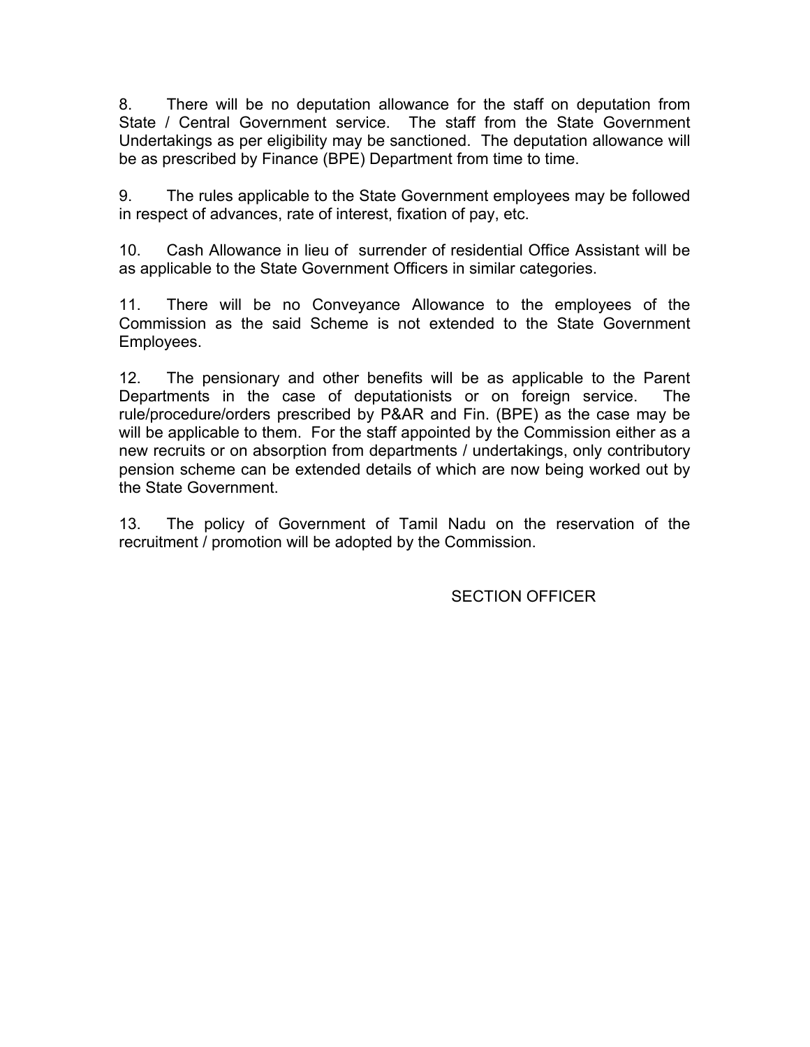8. There will be no deputation allowance for the staff on deputation from State / Central Government service. The staff from the State Government Undertakings as per eligibility may be sanctioned. The deputation allowance will be as prescribed by Finance (BPE) Department from time to time.

9. The rules applicable to the State Government employees may be followed in respect of advances, rate of interest, fixation of pay, etc.

10. Cash Allowance in lieu of surrender of residential Office Assistant will be as applicable to the State Government Officers in similar categories.

11. There will be no Conveyance Allowance to the employees of the Commission as the said Scheme is not extended to the State Government Employees.

12. The pensionary and other benefits will be as applicable to the Parent Departments in the case of deputationists or on foreign service. The rule/procedure/orders prescribed by P&AR and Fin. (BPE) as the case may be will be applicable to them. For the staff appointed by the Commission either as a new recruits or on absorption from departments / undertakings, only contributory pension scheme can be extended details of which are now being worked out by the State Government.

13. The policy of Government of Tamil Nadu on the reservation of the recruitment / promotion will be adopted by the Commission.

SECTION OFFICER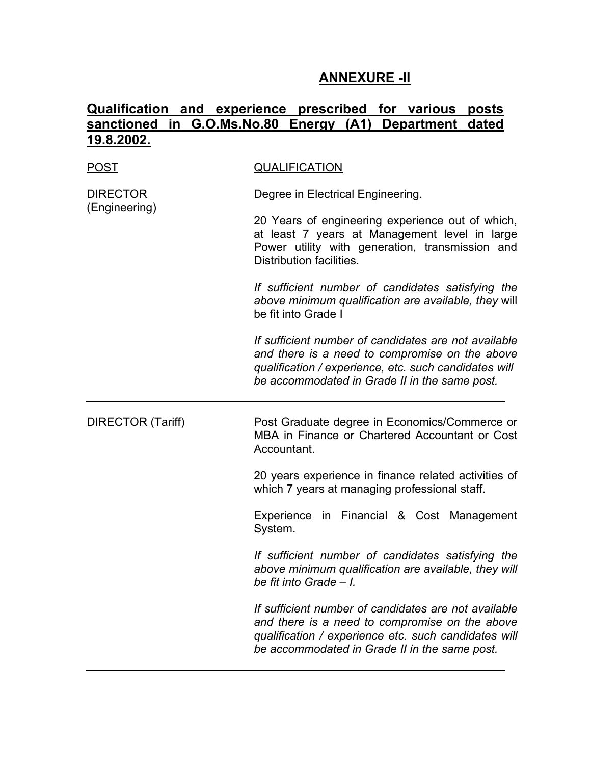## ANNEXURE -II

**Qualification and experience prescribed for various posts sanctioned in G.O.Ms.No.80 Energy (A1) Department dated 19.8.2002.**

| POST | QUALIFICATION |
|---|---|
| DIRECTOR (Engineering) | Degree in Electrical Engineering.<br><br>20 Years of engineering experience out of which, at least 7 years at Management level in large Power utility with generation, transmission and Distribution facilities.<br><br>*If sufficient number of candidates satisfying the above minimum qualification are available, they* will be fit into Grade I<br><br>*If sufficient number of candidates are not available and there is a need to compromise on the above qualification / experience, etc. such candidates will be accommodated in Grade II in the same post.* |
| DIRECTOR (Tariff) | Post Graduate degree in Economics/Commerce or MBA in Finance or Chartered Accountant or Cost Accountant.<br><br>20 years experience in finance related activities of which 7 years at managing professional staff.<br><br>Experience in Financial & Cost Management System.<br><br>*If sufficient number of candidates satisfying the above minimum qualification are available, they will be fit into Grade – I.*<br><br>*If sufficient number of candidates are not available and there is a need to compromise on the above qualification / experience etc. such candidates will be accommodated in Grade II in the same post.* |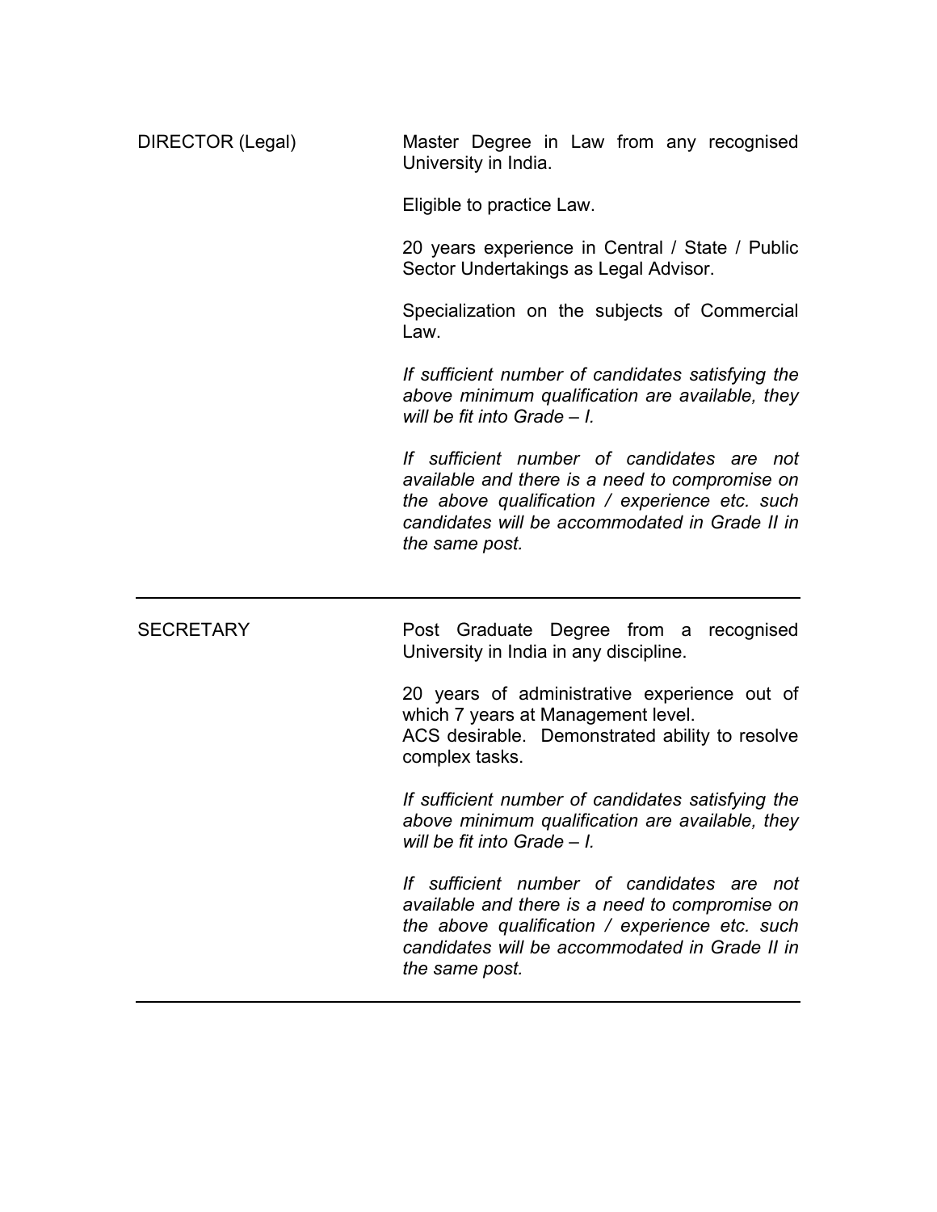| | |
|---|---|
| DIRECTOR (Legal) | Master Degree in Law from any recognised University in India.<br><br>Eligible to practice Law.<br><br>20 years experience in Central / State / Public Sector Undertakings as Legal Advisor.<br><br>Specialization on the subjects of Commercial Law.<br><br>*If sufficient number of candidates satisfying the above minimum qualification are available, they will be fit into Grade – I.*<br><br>*If sufficient number of candidates are not available and there is a need to compromise on the above qualification / experience etc. such candidates will be accommodated in Grade II in the same post.* |
| SECRETARY | Post Graduate Degree from a recognised University in India in any discipline.<br><br>20 years of administrative experience out of which 7 years at Management level.<br>ACS desirable. Demonstrated ability to resolve complex tasks.<br><br>*If sufficient number of candidates satisfying the above minimum qualification are available, they will be fit into Grade – I.*<br><br>*If sufficient number of candidates are not available and there is a need to compromise on the above qualification / experience etc. such candidates will be accommodated in Grade II in the same post.* |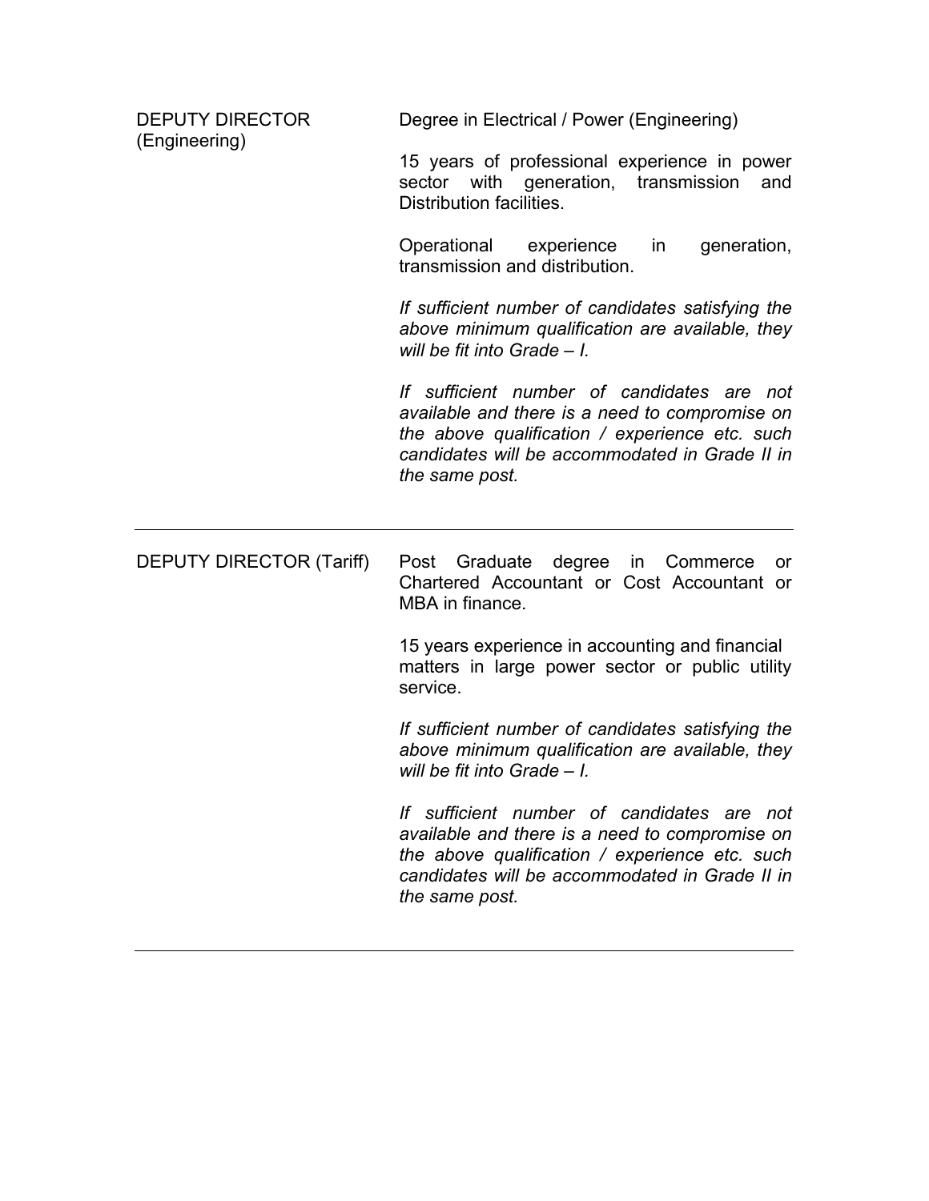| | |
|---|---|
| DEPUTY DIRECTOR (Engineering) | Degree in Electrical / Power (Engineering)<br><br>15 years of professional experience in power sector with generation, transmission and Distribution facilities.<br><br>Operational experience in generation, transmission and distribution.<br><br>*If sufficient number of candidates satisfying the above minimum qualification are available, they will be fit into Grade – I.*<br><br>*If sufficient number of candidates are not available and there is a need to compromise on the above qualification / experience etc. such candidates will be accommodated in Grade II in the same post.* |
| DEPUTY DIRECTOR (Tariff) | Post Graduate degree in Commerce or Chartered Accountant or Cost Accountant or MBA in finance.<br><br>15 years experience in accounting and financial matters in large power sector or public utility service.<br><br>*If sufficient number of candidates satisfying the above minimum qualification are available, they will be fit into Grade – I.*<br><br>*If sufficient number of candidates are not available and there is a need to compromise on the above qualification / experience etc. such candidates will be accommodated in Grade II in the same post.* |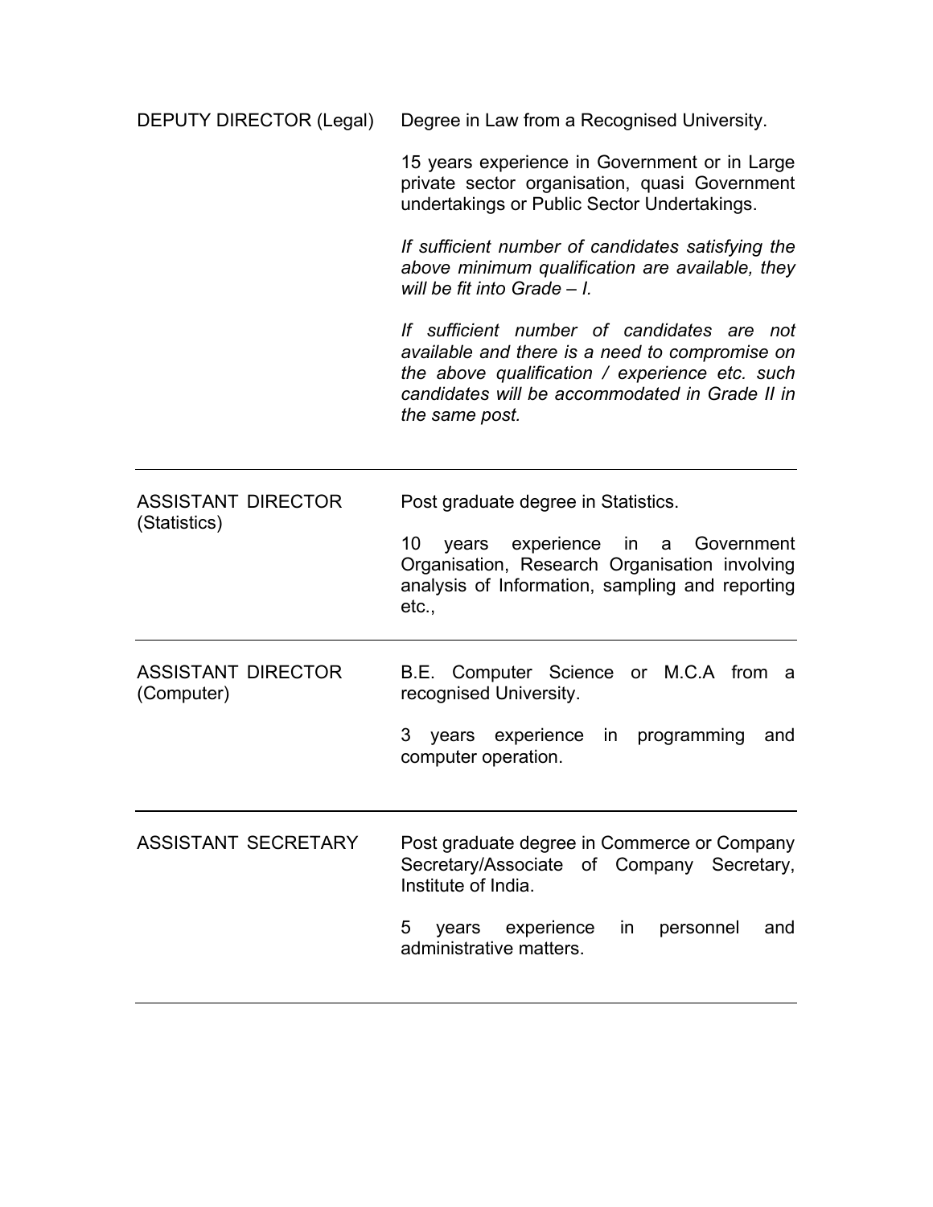| | |
|---|---|
| DEPUTY DIRECTOR (Legal) | Degree in Law from a Recognised University.<br><br>15 years experience in Government or in Large private sector organisation, quasi Government undertakings or Public Sector Undertakings.<br><br>*If sufficient number of candidates satisfying the above minimum qualification are available, they will be fit into Grade – I.*<br><br>*If sufficient number of candidates are not available and there is a need to compromise on the above qualification / experience etc. such candidates will be accommodated in Grade II in the same post.* |
| ASSISTANT DIRECTOR (Statistics) | Post graduate degree in Statistics.<br><br>10 years experience in a Government Organisation, Research Organisation involving analysis of Information, sampling and reporting etc., |
| ASSISTANT DIRECTOR (Computer) | B.E. Computer Science or M.C.A from a recognised University.<br><br>3 years experience in programming and computer operation. |
| ASSISTANT SECRETARY | Post graduate degree in Commerce or Company Secretary/Associate of Company Secretary, Institute of India.<br><br>5 years experience in personnel and administrative matters. |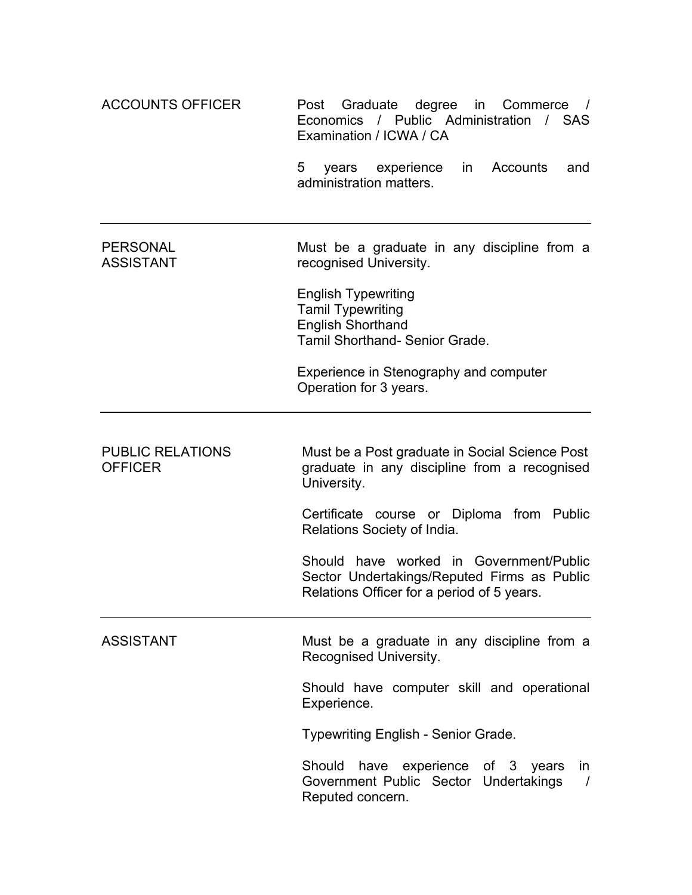| | |
|---|---|
| ACCOUNTS OFFICER | Post Graduate degree in Commerce / Economics / Public Administration / SAS Examination / ICWA / CA<br><br>5 years experience in Accounts and administration matters. |
| PERSONAL ASSISTANT | Must be a graduate in any discipline from a recognised University.<br><br>English Typewriting<br>Tamil Typewriting<br>English Shorthand<br>Tamil Shorthand- Senior Grade.<br><br>Experience in Stenography and computer Operation for 3 years. |
| PUBLIC RELATIONS OFFICER | Must be a Post graduate in Social Science Post graduate in any discipline from a recognised University.<br><br>Certificate course or Diploma from Public Relations Society of India.<br><br>Should have worked in Government/Public Sector Undertakings/Reputed Firms as Public Relations Officer for a period of 5 years. |
| ASSISTANT | Must be a graduate in any discipline from a Recognised University.<br><br>Should have computer skill and operational Experience.<br><br>Typewriting English - Senior Grade.<br><br>Should have experience of 3 years in Government Public Sector Undertakings / Reputed concern. |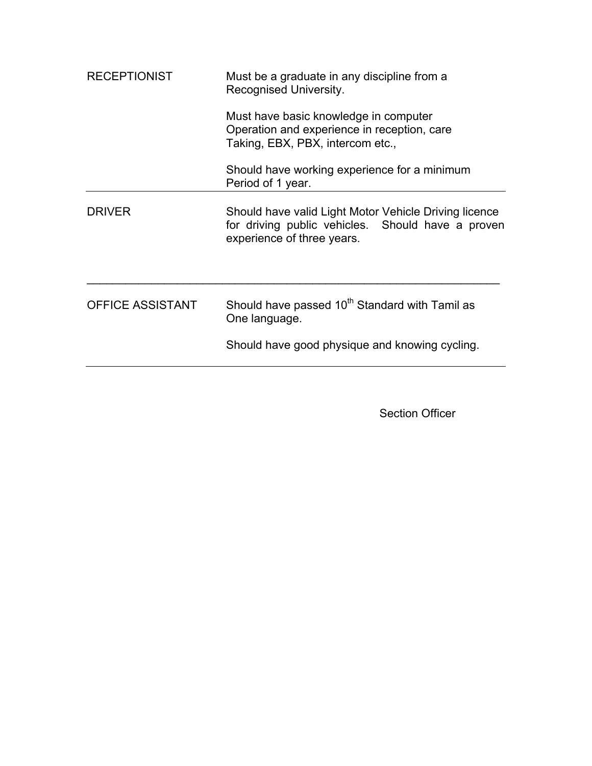| | |
|---|---|
| RECEPTIONIST | Must be a graduate in any discipline from a Recognised University.<br><br>Must have basic knowledge in computer Operation and experience in reception, care Taking, EBX, PBX, intercom etc.,<br><br>Should have working experience for a minimum Period of 1 year. |
| DRIVER | Should have valid Light Motor Vehicle Driving licence for driving public vehicles. Should have a proven experience of three years. |
| OFFICE ASSISTANT | Should have passed 10th Standard with Tamil as One language.<br><br>Should have good physique and knowing cycling. |

Section Officer